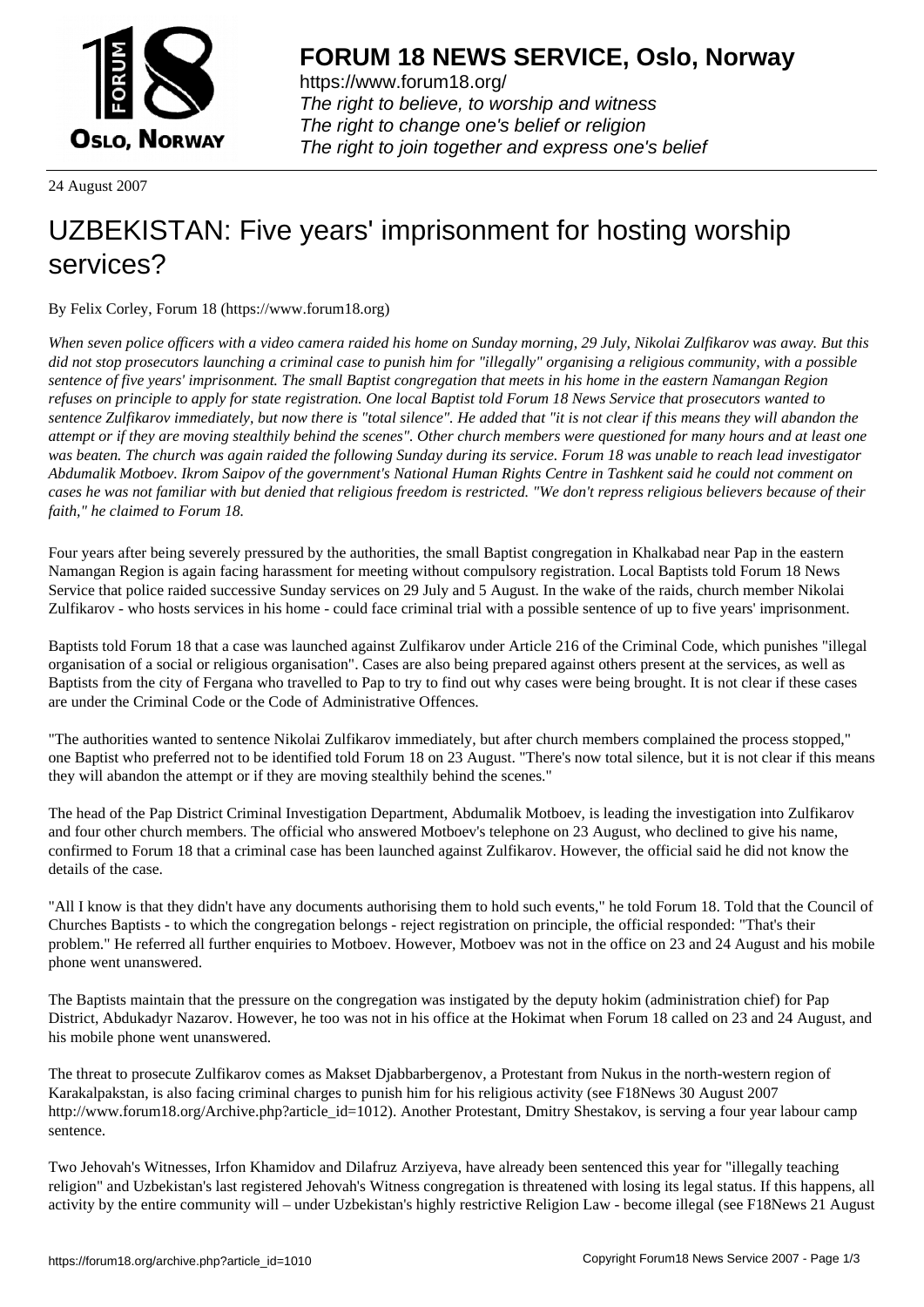# FORUM 18 NEWS SERVICE, Oslo, Norway

https://www.forum18.org/
*The right to believe, to worship and witness*
*The right to change one's belief or religion*
*The right to join together and express one's belief*

24 August 2007

# UZBEKISTAN: Five years' imprisonment for hosting worship services?

By Felix Corley, Forum 18 (https://www.forum18.org)

*When seven police officers with a video camera raided his home on Sunday morning, 29 July, Nikolai Zulfikarov was away. But this did not stop prosecutors launching a criminal case to punish him for "illegally" organising a religious community, with a possible sentence of five years' imprisonment. The small Baptist congregation that meets in his home in the eastern Namangan Region refuses on principle to apply for state registration. One local Baptist told Forum 18 News Service that prosecutors wanted to sentence Zulfikarov immediately, but now there is "total silence". He added that "it is not clear if this means they will abandon the attempt or if they are moving stealthily behind the scenes". Other church members were questioned for many hours and at least one was beaten. The church was again raided the following Sunday during its service. Forum 18 was unable to reach lead investigator Abdumalik Motboev. Ikrom Saipov of the government's National Human Rights Centre in Tashkent said he could not comment on cases he was not familiar with but denied that religious freedom is restricted. "We don't repress religious believers because of their faith," he claimed to Forum 18.*

Four years after being severely pressured by the authorities, the small Baptist congregation in Khalkabad near Pap in the eastern Namangan Region is again facing harassment for meeting without compulsory registration. Local Baptists told Forum 18 News Service that police raided successive Sunday services on 29 July and 5 August. In the wake of the raids, church member Nikolai Zulfikarov - who hosts services in his home - could face criminal trial with a possible sentence of up to five years' imprisonment.

Baptists told Forum 18 that a case was launched against Zulfikarov under Article 216 of the Criminal Code, which punishes "illegal organisation of a social or religious organisation". Cases are also being prepared against others present at the services, as well as Baptists from the city of Fergana who travelled to Pap to try to find out why cases were being brought. It is not clear if these cases are under the Criminal Code or the Code of Administrative Offences.

"The authorities wanted to sentence Nikolai Zulfikarov immediately, but after church members complained the process stopped," one Baptist who preferred not to be identified told Forum 18 on 23 August. "There's now total silence, but it is not clear if this means they will abandon the attempt or if they are moving stealthily behind the scenes."

The head of the Pap District Criminal Investigation Department, Abdumalik Motboev, is leading the investigation into Zulfikarov and four other church members. The official who answered Motboev's telephone on 23 August, who declined to give his name, confirmed to Forum 18 that a criminal case has been launched against Zulfikarov. However, the official said he did not know the details of the case.

"All I know is that they didn't have any documents authorising them to hold such events," he told Forum 18. Told that the Council of Churches Baptists - to which the congregation belongs - reject registration on principle, the official responded: "That's their problem." He referred all further enquiries to Motboev. However, Motboev was not in the office on 23 and 24 August and his mobile phone went unanswered.

The Baptists maintain that the pressure on the congregation was instigated by the deputy hokim (administration chief) for Pap District, Abdukadyr Nazarov. However, he too was not in his office at the Hokimat when Forum 18 called on 23 and 24 August, and his mobile phone went unanswered.

The threat to prosecute Zulfikarov comes as Makset Djabbarbergenov, a Protestant from Nukus in the north-western region of Karakalpakstan, is also facing criminal charges to punish him for his religious activity (see F18News 30 August 2007 http://www.forum18.org/Archive.php?article_id=1012). Another Protestant, Dmitry Shestakov, is serving a four year labour camp sentence.

Two Jehovah's Witnesses, Irfon Khamidov and Dilafruz Arziyeva, have already been sentenced this year for "illegally teaching religion" and Uzbekistan's last registered Jehovah's Witness congregation is threatened with losing its legal status. If this happens, all activity by the entire community will – under Uzbekistan's highly restrictive Religion Law - become illegal (see F18News 21 August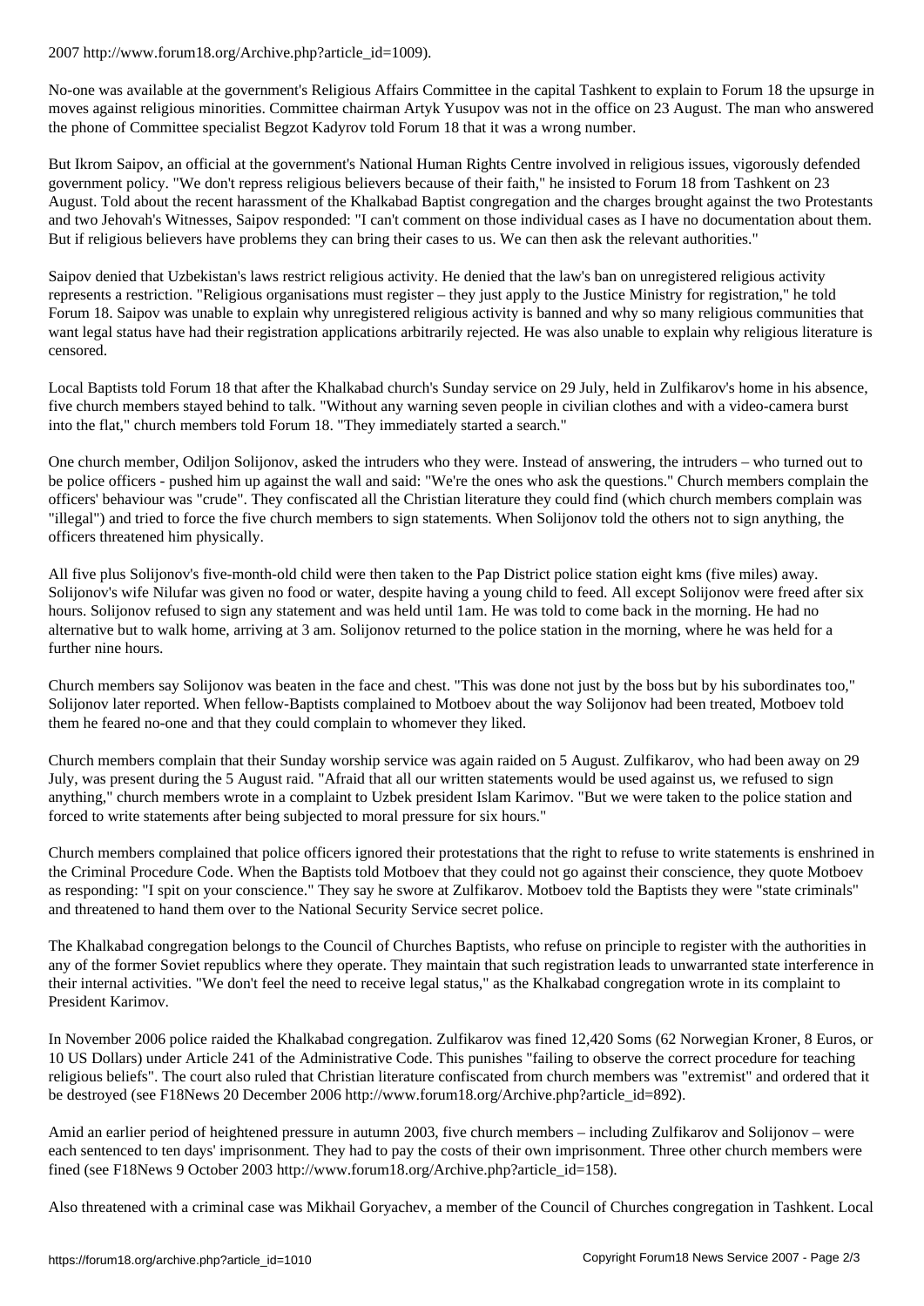2007 http://www.forum18.org/Archive.php?article_id=1009).

No-one was available at the government's Religious Affairs Committee in the capital Tashkent to explain to Forum 18 the upsurge in moves against religious minorities. Committee chairman Artyk Yusupov was not in the office on 23 August. The man who answered the phone of Committee specialist Begzot Kadyrov told Forum 18 that it was a wrong number.

But Ikrom Saipov, an official at the government's National Human Rights Centre involved in religious issues, vigorously defended government policy. "We don't repress religious believers because of their faith," he insisted to Forum 18 from Tashkent on 23 August. Told about the recent harassment of the Khalkabad Baptist congregation and the charges brought against the two Protestants and two Jehovah's Witnesses, Saipov responded: "I can't comment on those individual cases as I have no documentation about them. But if religious believers have problems they can bring their cases to us. We can then ask the relevant authorities."

Saipov denied that Uzbekistan's laws restrict religious activity. He denied that the law's ban on unregistered religious activity represents a restriction. "Religious organisations must register – they just apply to the Justice Ministry for registration," he told Forum 18. Saipov was unable to explain why unregistered religious activity is banned and why so many religious communities that want legal status have had their registration applications arbitrarily rejected. He was also unable to explain why religious literature is censored.

Local Baptists told Forum 18 that after the Khalkabad church's Sunday service on 29 July, held in Zulfikarov's home in his absence, five church members stayed behind to talk. "Without any warning seven people in civilian clothes and with a video-camera burst into the flat," church members told Forum 18. "They immediately started a search."

One church member, Odiljon Solijonov, asked the intruders who they were. Instead of answering, the intruders – who turned out to be police officers - pushed him up against the wall and said: "We're the ones who ask the questions." Church members complain the officers' behaviour was "crude". They confiscated all the Christian literature they could find (which church members complain was "illegal") and tried to force the five church members to sign statements. When Solijonov told the others not to sign anything, the officers threatened him physically.

All five plus Solijonov's five-month-old child were then taken to the Pap District police station eight kms (five miles) away. Solijonov's wife Nilufar was given no food or water, despite having a young child to feed. All except Solijonov were freed after six hours. Solijonov refused to sign any statement and was held until 1am. He was told to come back in the morning. He had no alternative but to walk home, arriving at 3 am. Solijonov returned to the police station in the morning, where he was held for a further nine hours.

Church members say Solijonov was beaten in the face and chest. "This was done not just by the boss but by his subordinates too," Solijonov later reported. When fellow-Baptists complained to Motboev about the way Solijonov had been treated, Motboev told them he feared no-one and that they could complain to whomever they liked.

Church members complain that their Sunday worship service was again raided on 5 August. Zulfikarov, who had been away on 29 July, was present during the 5 August raid. "Afraid that all our written statements would be used against us, we refused to sign anything," church members wrote in a complaint to Uzbek president Islam Karimov. "But we were taken to the police station and forced to write statements after being subjected to moral pressure for six hours."

Church members complained that police officers ignored their protestations that the right to refuse to write statements is enshrined in the Criminal Procedure Code. When the Baptists told Motboev that they could not go against their conscience, they quote Motboev as responding: "I spit on your conscience." They say he swore at Zulfikarov. Motboev told the Baptists they were "state criminals" and threatened to hand them over to the National Security Service secret police.

The Khalkabad congregation belongs to the Council of Churches Baptists, who refuse on principle to register with the authorities in any of the former Soviet republics where they operate. They maintain that such registration leads to unwarranted state interference in their internal activities. "We don't feel the need to receive legal status," as the Khalkabad congregation wrote in its complaint to President Karimov.

In November 2006 police raided the Khalkabad congregation. Zulfikarov was fined 12,420 Soms (62 Norwegian Kroner, 8 Euros, or 10 US Dollars) under Article 241 of the Administrative Code. This punishes "failing to observe the correct procedure for teaching religious beliefs". The court also ruled that Christian literature confiscated from church members was "extremist" and ordered that it be destroyed (see F18News 20 December 2006 http://www.forum18.org/Archive.php?article_id=892).

Amid an earlier period of heightened pressure in autumn 2003, five church members – including Zulfikarov and Solijonov – were each sentenced to ten days' imprisonment. They had to pay the costs of their own imprisonment. Three other church members were fined (see F18News 9 October 2003 http://www.forum18.org/Archive.php?article_id=158).

Also threatened with a criminal case was Mikhail Goryachev, a member of the Council of Churches congregation in Tashkent. Local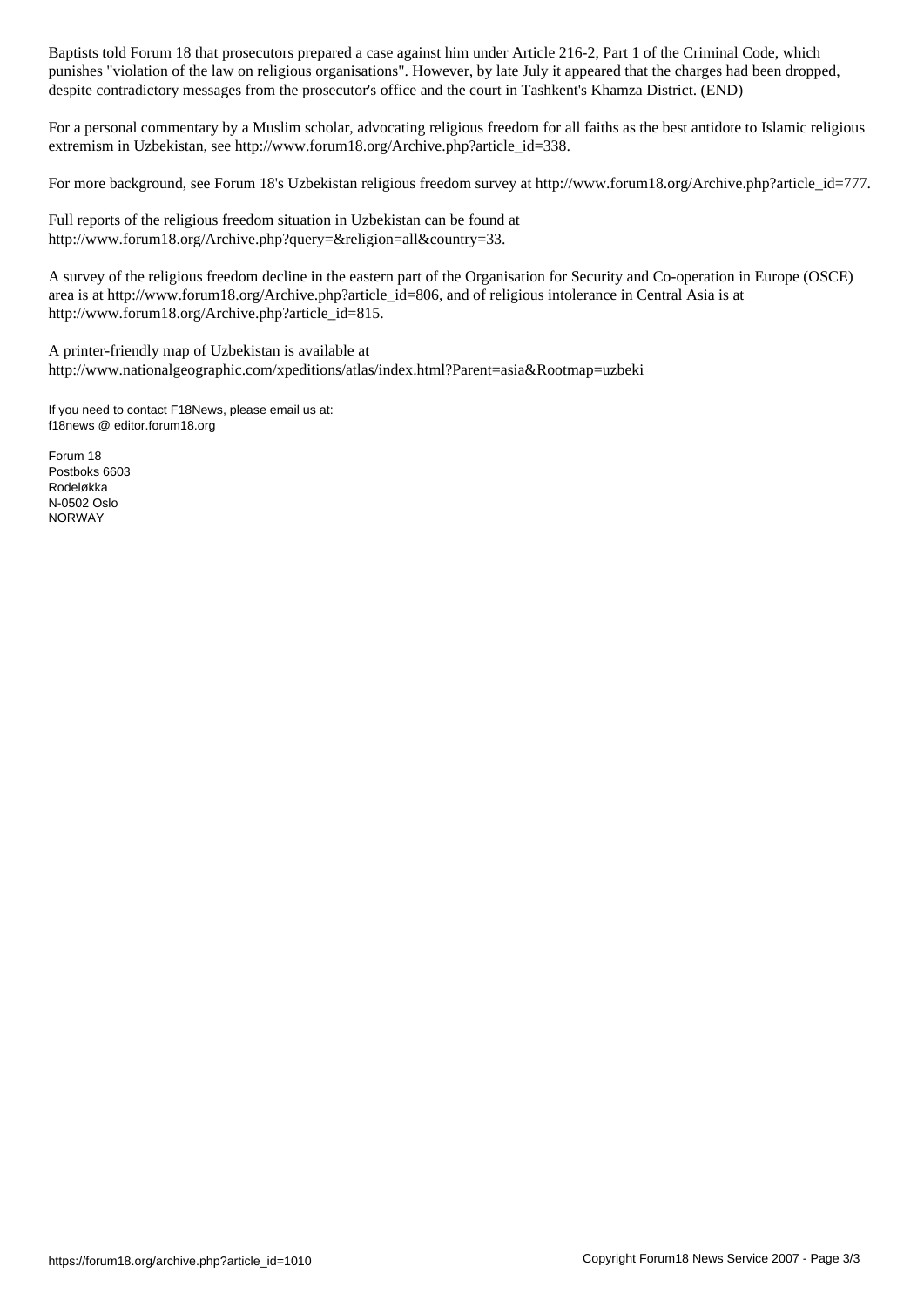Baptists told Forum 18 that prosecutors prepared a case against him under Article 216-2, Part 1 of the Criminal Code, which punishes "violation of the law on religious organisations". However, by late July it appeared that the charges had been dropped, despite contradictory messages from the prosecutor's office and the court in Tashkent's Khamza District. (END)

For a personal commentary by a Muslim scholar, advocating religious freedom for all faiths as the best antidote to Islamic religious extremism in Uzbekistan, see http://www.forum18.org/Archive.php?article_id=338.

For more background, see Forum 18's Uzbekistan religious freedom survey at http://www.forum18.org/Archive.php?article_id=777.

Full reports of the religious freedom situation in Uzbekistan can be found at http://www.forum18.org/Archive.php?query=&religion=all&country=33.

A survey of the religious freedom decline in the eastern part of the Organisation for Security and Co-operation in Europe (OSCE) area is at http://www.forum18.org/Archive.php?article_id=806, and of religious intolerance in Central Asia is at http://www.forum18.org/Archive.php?article_id=815.

A printer-friendly map of Uzbekistan is available at http://www.nationalgeographic.com/xpeditions/atlas/index.html?Parent=asia&Rootmap=uzbeki

If you need to contact F18News, please email us at:
f18news @ editor.forum18.org

Forum 18
Postboks 6603
Rodeløkka
N-0502 Oslo
NORWAY